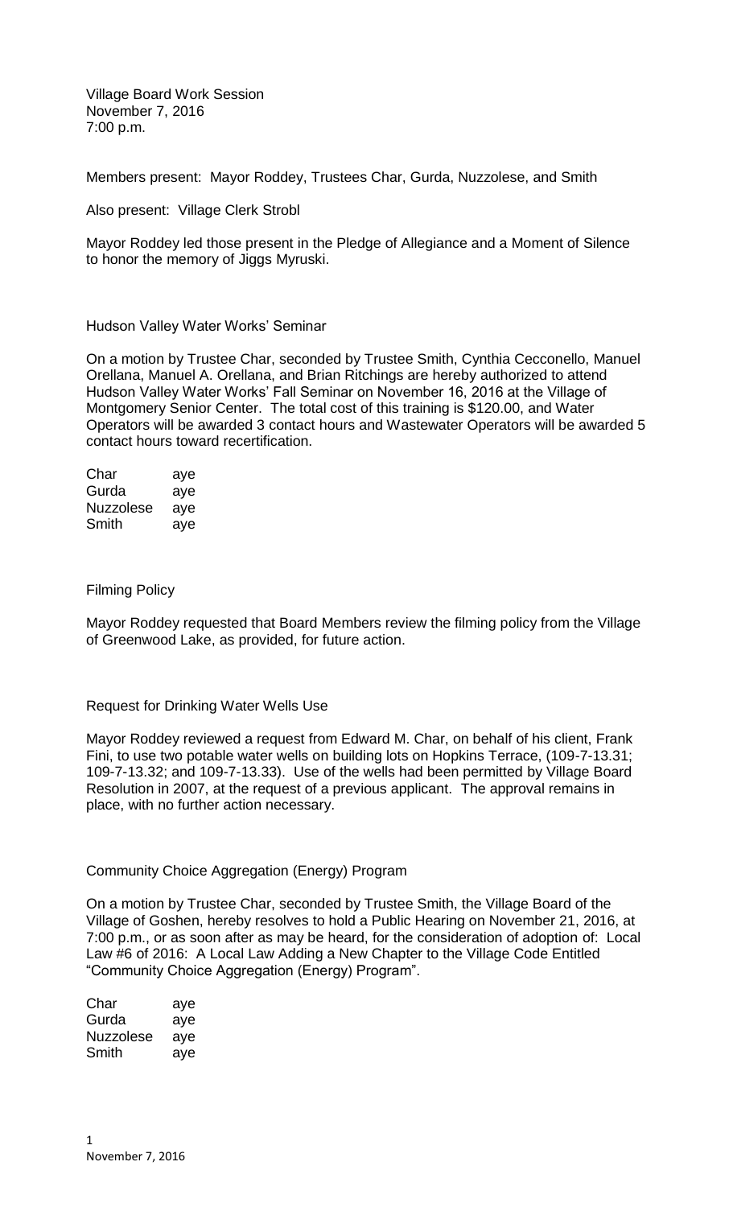Village Board Work Session
November 7, 2016
7:00 p.m.

Members present: Mayor Roddey, Trustees Char, Gurda, Nuzzolese, and Smith

Also present: Village Clerk Strobl

Mayor Roddey led those present in the Pledge of Allegiance and a Moment of Silence to honor the memory of Jiggs Myruski.

Hudson Valley Water Works' Seminar

On a motion by Trustee Char, seconded by Trustee Smith, Cynthia Cecconello, Manuel Orellana, Manuel A. Orellana, and Brian Ritchings are hereby authorized to attend Hudson Valley Water Works' Fall Seminar on November 16, 2016 at the Village of Montgomery Senior Center. The total cost of this training is $120.00, and Water Operators will be awarded 3 contact hours and Wastewater Operators will be awarded 5 contact hours toward recertification.

| | |
|---|---|
| Char | aye |
| Gurda | aye |
| Nuzzolese | aye |
| Smith | aye |

Filming Policy

Mayor Roddey requested that Board Members review the filming policy from the Village of Greenwood Lake, as provided, for future action.

Request for Drinking Water Wells Use

Mayor Roddey reviewed a request from Edward M. Char, on behalf of his client, Frank Fini, to use two potable water wells on building lots on Hopkins Terrace, (109-7-13.31; 109-7-13.32; and 109-7-13.33). Use of the wells had been permitted by Village Board Resolution in 2007, at the request of a previous applicant. The approval remains in place, with no further action necessary.

Community Choice Aggregation (Energy) Program

On a motion by Trustee Char, seconded by Trustee Smith, the Village Board of the Village of Goshen, hereby resolves to hold a Public Hearing on November 21, 2016, at 7:00 p.m., or as soon after as may be heard, for the consideration of adoption of: Local Law #6 of 2016: A Local Law Adding a New Chapter to the Village Code Entitled "Community Choice Aggregation (Energy) Program".

| | |
|---|---|
| Char | aye |
| Gurda | aye |
| Nuzzolese | aye |
| Smith | aye |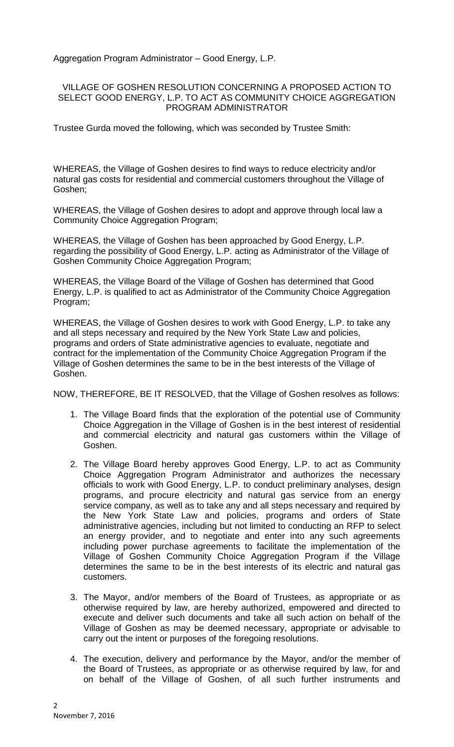Aggregation Program Administrator – Good Energy, L.P.

VILLAGE OF GOSHEN RESOLUTION CONCERNING A PROPOSED ACTION TO SELECT GOOD ENERGY, L.P. TO ACT AS COMMUNITY CHOICE AGGREGATION PROGRAM ADMINISTRATOR

Trustee Gurda moved the following, which was seconded by Trustee Smith:

WHEREAS, the Village of Goshen desires to find ways to reduce electricity and/or natural gas costs for residential and commercial customers throughout the Village of Goshen;

WHEREAS, the Village of Goshen desires to adopt and approve through local law a Community Choice Aggregation Program;

WHEREAS, the Village of Goshen has been approached by Good Energy, L.P. regarding the possibility of Good Energy, L.P. acting as Administrator of the Village of Goshen Community Choice Aggregation Program;

WHEREAS, the Village Board of the Village of Goshen has determined that Good Energy, L.P. is qualified to act as Administrator of the Community Choice Aggregation Program;

WHEREAS, the Village of Goshen desires to work with Good Energy, L.P. to take any and all steps necessary and required by the New York State Law and policies, programs and orders of State administrative agencies to evaluate, negotiate and contract for the implementation of the Community Choice Aggregation Program if the Village of Goshen determines the same to be in the best interests of the Village of Goshen.

NOW, THEREFORE, BE IT RESOLVED, that the Village of Goshen resolves as follows:

1. The Village Board finds that the exploration of the potential use of Community Choice Aggregation in the Village of Goshen is in the best interest of residential and commercial electricity and natural gas customers within the Village of Goshen.
2. The Village Board hereby approves Good Energy, L.P. to act as Community Choice Aggregation Program Administrator and authorizes the necessary officials to work with Good Energy, L.P. to conduct preliminary analyses, design programs, and procure electricity and natural gas service from an energy service company, as well as to take any and all steps necessary and required by the New York State Law and policies, programs and orders of State administrative agencies, including but not limited to conducting an RFP to select an energy provider, and to negotiate and enter into any such agreements including power purchase agreements to facilitate the implementation of the Village of Goshen Community Choice Aggregation Program if the Village determines the same to be in the best interests of its electric and natural gas customers.
3. The Mayor, and/or members of the Board of Trustees, as appropriate or as otherwise required by law, are hereby authorized, empowered and directed to execute and deliver such documents and take all such action on behalf of the Village of Goshen as may be deemed necessary, appropriate or advisable to carry out the intent or purposes of the foregoing resolutions.
4. The execution, delivery and performance by the Mayor, and/or the member of the Board of Trustees, as appropriate or as otherwise required by law, for and on behalf of the Village of Goshen, of all such further instruments and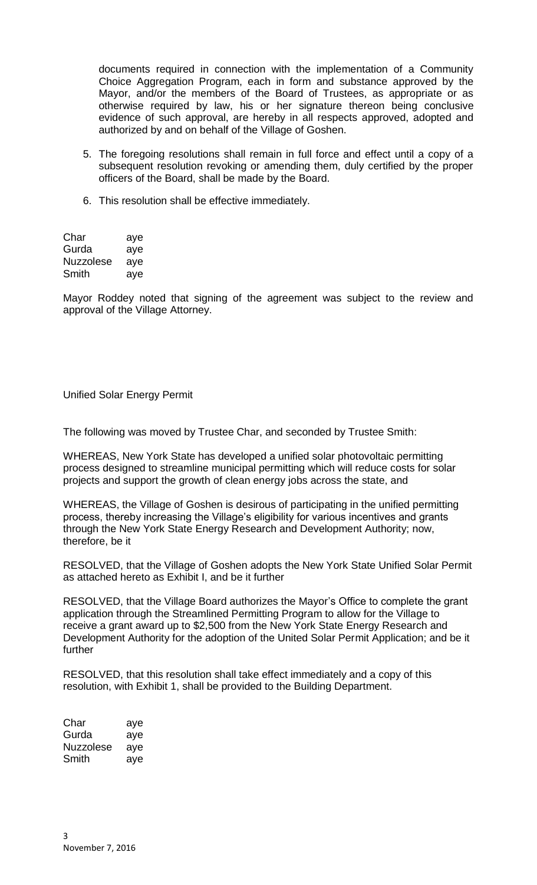documents required in connection with the implementation of a Community Choice Aggregation Program, each in form and substance approved by the Mayor, and/or the members of the Board of Trustees, as appropriate or as otherwise required by law, his or her signature thereon being conclusive evidence of such approval, are hereby in all respects approved, adopted and authorized by and on behalf of the Village of Goshen.

5. The foregoing resolutions shall remain in full force and effect until a copy of a subsequent resolution revoking or amending them, duly certified by the proper officers of the Board, shall be made by the Board.

6. This resolution shall be effective immediately.

| | |
|---|---|
| Char | aye |
| Gurda | aye |
| Nuzzolese | aye |
| Smith | aye |

Mayor Roddey noted that signing of the agreement was subject to the review and approval of the Village Attorney.

Unified Solar Energy Permit

The following was moved by Trustee Char, and seconded by Trustee Smith:

WHEREAS, New York State has developed a unified solar photovoltaic permitting process designed to streamline municipal permitting which will reduce costs for solar projects and support the growth of clean energy jobs across the state, and

WHEREAS, the Village of Goshen is desirous of participating in the unified permitting process, thereby increasing the Village's eligibility for various incentives and grants through the New York State Energy Research and Development Authority; now, therefore, be it

RESOLVED, that the Village of Goshen adopts the New York State Unified Solar Permit as attached hereto as Exhibit I, and be it further

RESOLVED, that the Village Board authorizes the Mayor's Office to complete the grant application through the Streamlined Permitting Program to allow for the Village to receive a grant award up to $2,500 from the New York State Energy Research and Development Authority for the adoption of the United Solar Permit Application; and be it further

RESOLVED, that this resolution shall take effect immediately and a copy of this resolution, with Exhibit 1, shall be provided to the Building Department.

| | |
|---|---|
| Char | aye |
| Gurda | aye |
| Nuzzolese | aye |
| Smith | aye |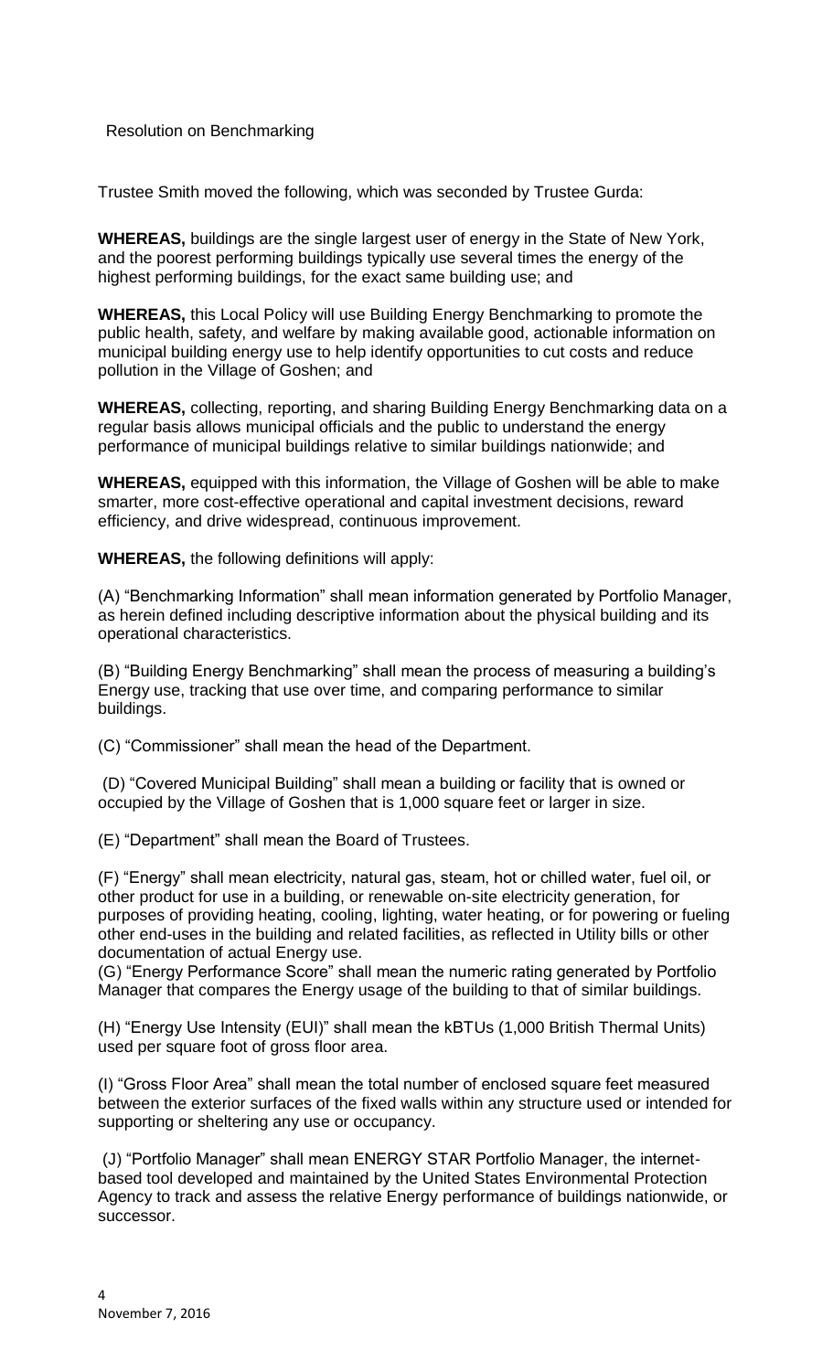Resolution on Benchmarking

Trustee Smith moved the following, which was seconded by Trustee Gurda:

**WHEREAS,** buildings are the single largest user of energy in the State of New York, and the poorest performing buildings typically use several times the energy of the highest performing buildings, for the exact same building use; and

**WHEREAS,** this Local Policy will use Building Energy Benchmarking to promote the public health, safety, and welfare by making available good, actionable information on municipal building energy use to help identify opportunities to cut costs and reduce pollution in the Village of Goshen; and

**WHEREAS,** collecting, reporting, and sharing Building Energy Benchmarking data on a regular basis allows municipal officials and the public to understand the energy performance of municipal buildings relative to similar buildings nationwide; and

**WHEREAS,** equipped with this information, the Village of Goshen will be able to make smarter, more cost-effective operational and capital investment decisions, reward efficiency, and drive widespread, continuous improvement.

**WHEREAS,** the following definitions will apply:

(A) "Benchmarking Information" shall mean information generated by Portfolio Manager, as herein defined including descriptive information about the physical building and its operational characteristics.

(B) "Building Energy Benchmarking" shall mean the process of measuring a building's Energy use, tracking that use over time, and comparing performance to similar buildings.

(C) "Commissioner" shall mean the head of the Department.

(D) "Covered Municipal Building" shall mean a building or facility that is owned or occupied by the Village of Goshen that is 1,000 square feet or larger in size.

(E) "Department" shall mean the Board of Trustees.

(F) "Energy" shall mean electricity, natural gas, steam, hot or chilled water, fuel oil, or other product for use in a building, or renewable on-site electricity generation, for purposes of providing heating, cooling, lighting, water heating, or for powering or fueling other end-uses in the building and related facilities, as reflected in Utility bills or other documentation of actual Energy use.

(G) "Energy Performance Score" shall mean the numeric rating generated by Portfolio Manager that compares the Energy usage of the building to that of similar buildings.

(H) "Energy Use Intensity (EUI)" shall mean the kBTUs (1,000 British Thermal Units) used per square foot of gross floor area.

(I) "Gross Floor Area" shall mean the total number of enclosed square feet measured between the exterior surfaces of the fixed walls within any structure used or intended for supporting or sheltering any use or occupancy.

(J) "Portfolio Manager" shall mean ENERGY STAR Portfolio Manager, the internet-based tool developed and maintained by the United States Environmental Protection Agency to track and assess the relative Energy performance of buildings nationwide, or successor.

November 7, 2016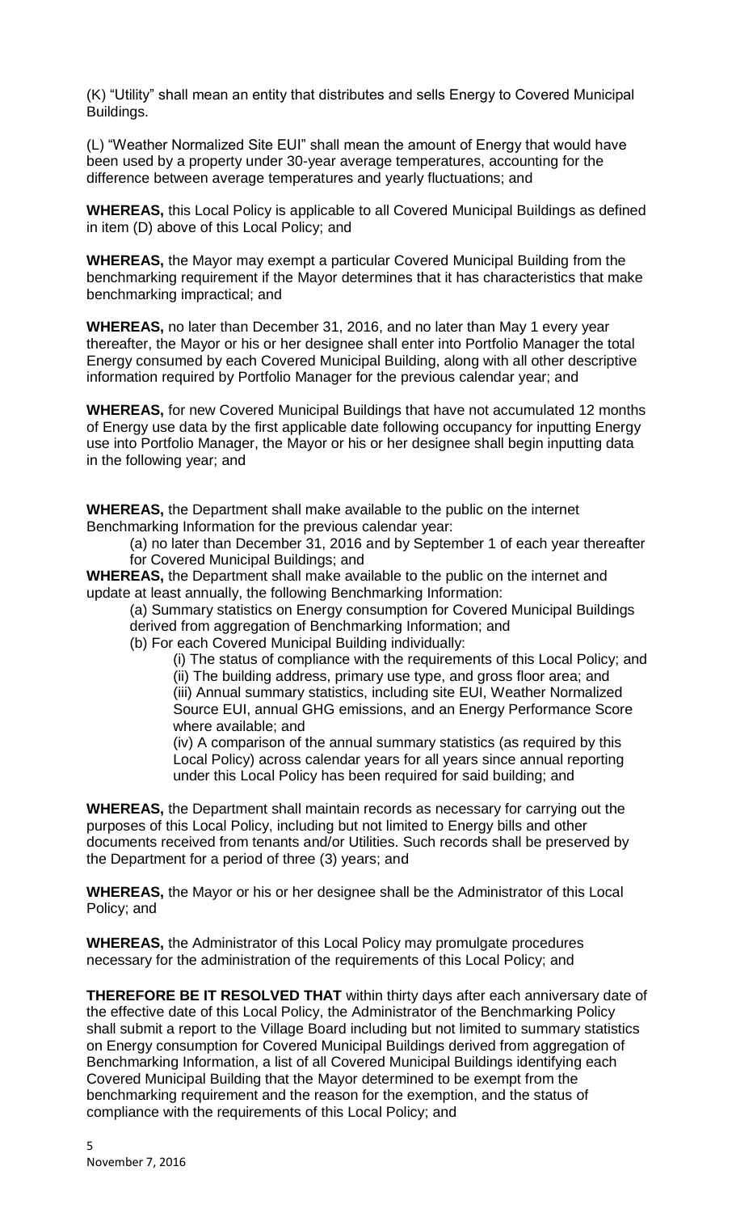(K) "Utility" shall mean an entity that distributes and sells Energy to Covered Municipal Buildings.

(L) "Weather Normalized Site EUI" shall mean the amount of Energy that would have been used by a property under 30-year average temperatures, accounting for the difference between average temperatures and yearly fluctuations; and

**WHEREAS,** this Local Policy is applicable to all Covered Municipal Buildings as defined in item (D) above of this Local Policy; and

**WHEREAS,** the Mayor may exempt a particular Covered Municipal Building from the benchmarking requirement if the Mayor determines that it has characteristics that make benchmarking impractical; and

**WHEREAS,** no later than December 31, 2016, and no later than May 1 every year thereafter, the Mayor or his or her designee shall enter into Portfolio Manager the total Energy consumed by each Covered Municipal Building, along with all other descriptive information required by Portfolio Manager for the previous calendar year; and

**WHEREAS,** for new Covered Municipal Buildings that have not accumulated 12 months of Energy use data by the first applicable date following occupancy for inputting Energy use into Portfolio Manager, the Mayor or his or her designee shall begin inputting data in the following year; and

**WHEREAS,** the Department shall make available to the public on the internet Benchmarking Information for the previous calendar year:

> (a) no later than December 31, 2016 and by September 1 of each year thereafter for Covered Municipal Buildings; and

**WHEREAS,** the Department shall make available to the public on the internet and update at least annually, the following Benchmarking Information:

> (a) Summary statistics on Energy consumption for Covered Municipal Buildings derived from aggregation of Benchmarking Information; and
>
> (b) For each Covered Municipal Building individually:
>
> > (i) The status of compliance with the requirements of this Local Policy; and
> >
> > (ii) The building address, primary use type, and gross floor area; and
> >
> > (iii) Annual summary statistics, including site EUI, Weather Normalized Source EUI, annual GHG emissions, and an Energy Performance Score where available; and
> >
> > (iv) A comparison of the annual summary statistics (as required by this Local Policy) across calendar years for all years since annual reporting under this Local Policy has been required for said building; and

**WHEREAS,** the Department shall maintain records as necessary for carrying out the purposes of this Local Policy, including but not limited to Energy bills and other documents received from tenants and/or Utilities. Such records shall be preserved by the Department for a period of three (3) years; and

**WHEREAS,** the Mayor or his or her designee shall be the Administrator of this Local Policy; and

**WHEREAS,** the Administrator of this Local Policy may promulgate procedures necessary for the administration of the requirements of this Local Policy; and

**THEREFORE BE IT RESOLVED THAT** within thirty days after each anniversary date of the effective date of this Local Policy, the Administrator of the Benchmarking Policy shall submit a report to the Village Board including but not limited to summary statistics on Energy consumption for Covered Municipal Buildings derived from aggregation of Benchmarking Information, a list of all Covered Municipal Buildings identifying each Covered Municipal Building that the Mayor determined to be exempt from the benchmarking requirement and the reason for the exemption, and the status of compliance with the requirements of this Local Policy; and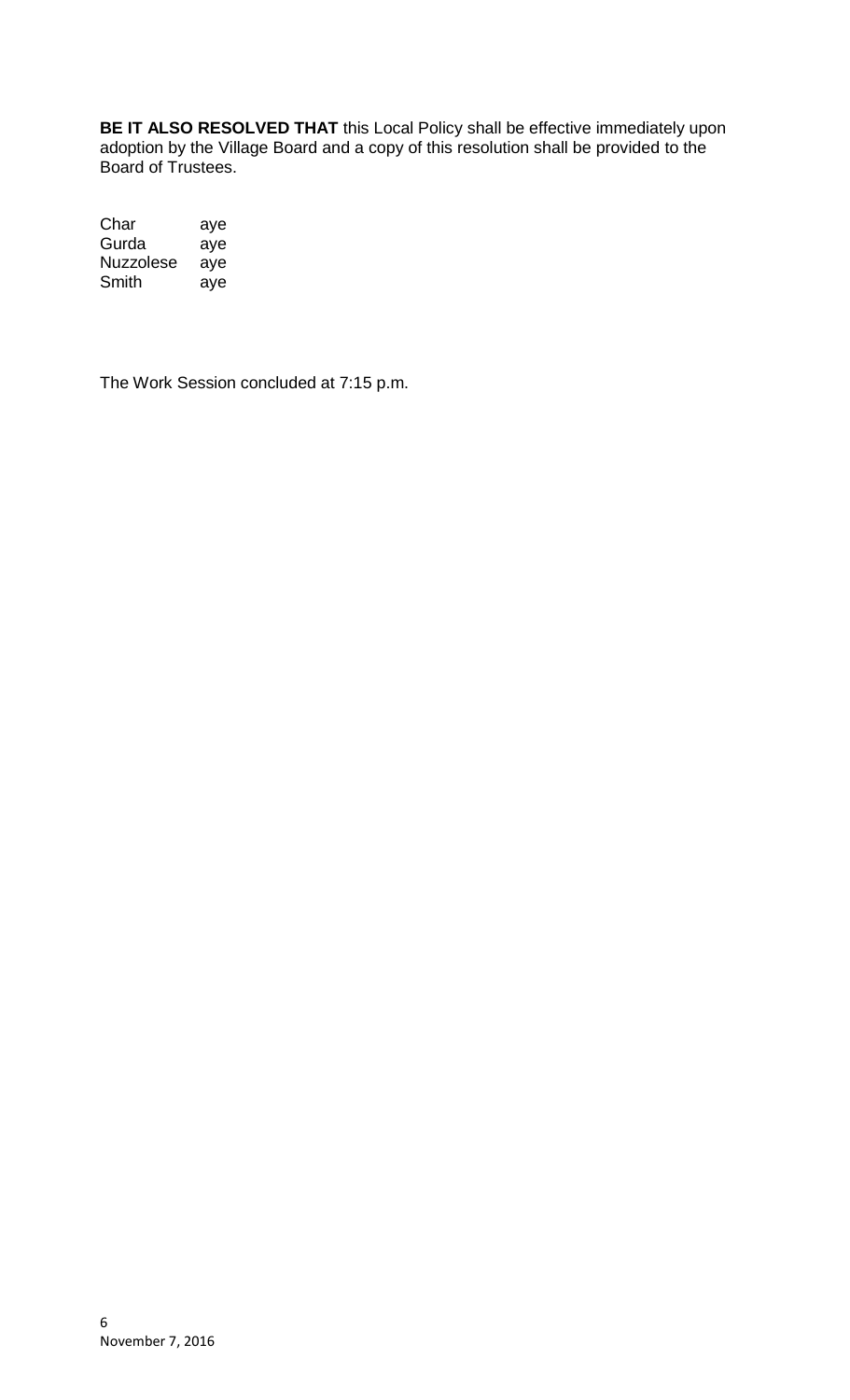**BE IT ALSO RESOLVED THAT** this Local Policy shall be effective immediately upon adoption by the Village Board and a copy of this resolution shall be provided to the Board of Trustees.

| | |
|---|---|
| Char | aye |
| Gurda | aye |
| Nuzzolese | aye |
| Smith | aye |

The Work Session concluded at 7:15 p.m.